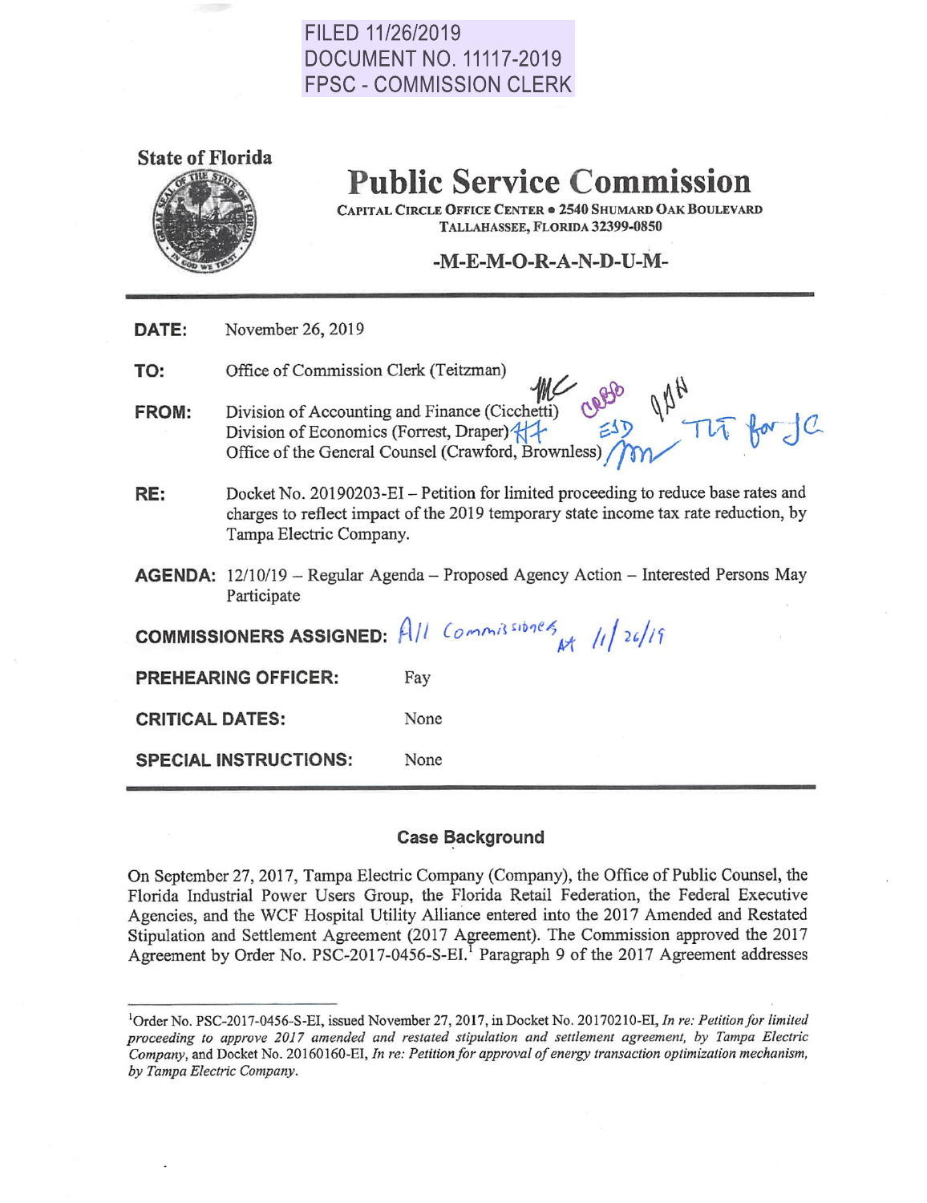FILED 11/26/2019
DOCUMENT NO. 11117-2019
FPSC - COMMISSION CLERK

State of Florida

# Public Service Commission

CAPITAL CIRCLE OFFICE CENTER • 2540 SHUMARD OAK BOULEVARD
TALLAHASSEE, FLORIDA 32399-0850

**-M-E-M-O-R-A-N-D-U-M-**

**DATE:** November 26, 2019

**TO:** Office of Commission Clerk (Teitzman)

**FROM:** Division of Accounting and Finance (Cicchetti)
Division of Economics (Forrest, Draper)
Office of the General Counsel (Crawford, Brownless)

**RE:** Docket No. 20190203-EI – Petition for limited proceeding to reduce base rates and charges to reflect impact of the 2019 temporary state income tax rate reduction, by Tampa Electric Company.

**AGENDA:** 12/10/19 – Regular Agenda – Proposed Agency Action – Interested Persons May Participate

**COMMISSIONERS ASSIGNED:** All Commissioners 11/26/19

**PREHEARING OFFICER:** Fay

**CRITICAL DATES:** None

**SPECIAL INSTRUCTIONS:** None

## Case Background

On September 27, 2017, Tampa Electric Company (Company), the Office of Public Counsel, the Florida Industrial Power Users Group, the Florida Retail Federation, the Federal Executive Agencies, and the WCF Hospital Utility Alliance entered into the 2017 Amended and Restated Stipulation and Settlement Agreement (2017 Agreement). The Commission approved the 2017 Agreement by Order No. PSC-2017-0456-S-EI.[1] Paragraph 9 of the 2017 Agreement addresses

[1] Order No. PSC-2017-0456-S-EI, issued November 27, 2017, in Docket No. 20170210-EI, *In re: Petition for limited proceeding to approve 2017 amended and restated stipulation and settlement agreement, by Tampa Electric Company*, and Docket No. 20160160-EI, *In re: Petition for approval of energy transaction optimization mechanism, by Tampa Electric Company*.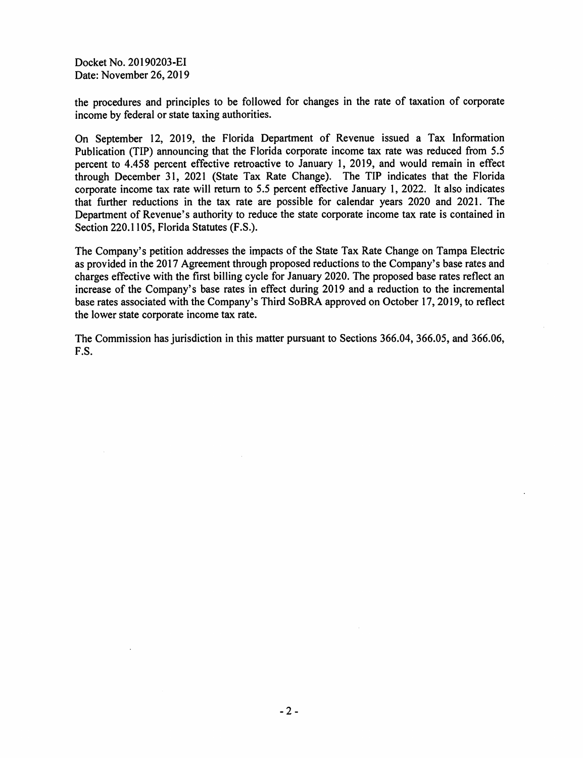the procedures and principles to be followed for changes in the rate of taxation of corporate income by federal or state taxing authorities.

On September 12, 2019, the Florida Department of Revenue issued a Tax Information Publication (TIP) announcing that the Florida corporate income tax rate was reduced from 5.5 percent to 4.458 percent effective retroactive to January 1, 2019, and would remain in effect through December 31, 2021 (State Tax Rate Change). The TIP indicates that the Florida corporate income tax rate will return to 5.5 percent effective January 1, 2022. It also indicates that further reductions in the tax rate are possible for calendar years 2020 and 2021. The Department of Revenue's authority to reduce the state corporate income tax rate is contained in Section 220.1105, Florida Statutes (F.S.).

The Company's petition addresses the impacts of the State Tax Rate Change on Tampa Electric as provided in the 2017 Agreement through proposed reductions to the Company's base rates and charges effective with the first billing cycle for January 2020. The proposed base rates reflect an increase of the Company's base rates in effect during 2019 and a reduction to the incremental base rates associated with the Company's Third SoBRA approved on October 17, 2019, to reflect the lower state corporate income tax rate.

The Commission has jurisdiction in this matter pursuant to Sections 366.04, 366.05, and 366.06, F.S.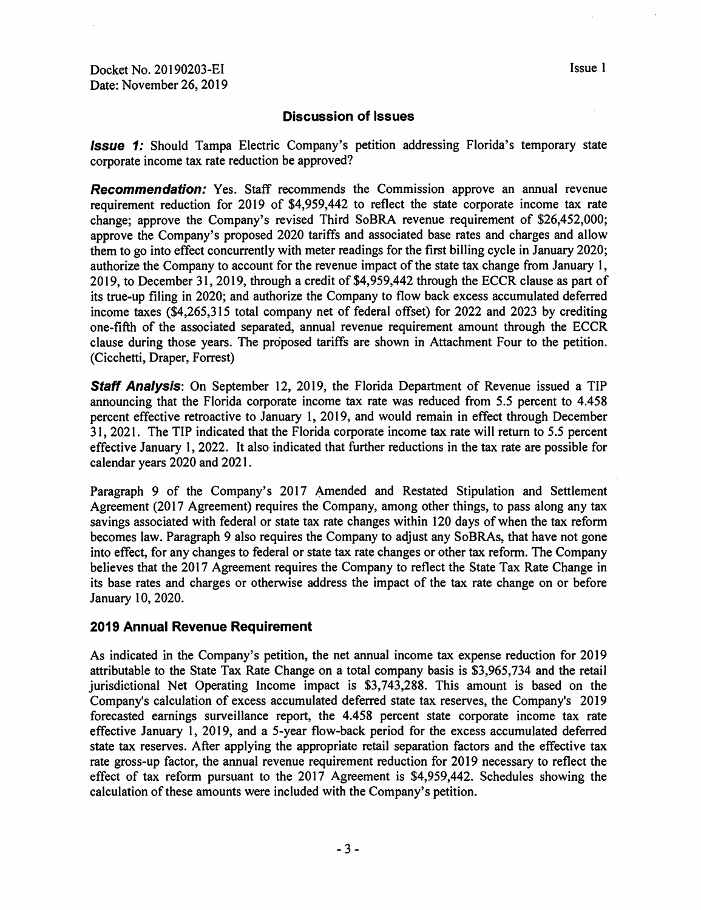## Discussion of Issues

***Issue 1:*** Should Tampa Electric Company's petition addressing Florida's temporary state corporate income tax rate reduction be approved?

***Recommendation:*** Yes. Staff recommends the Commission approve an annual revenue requirement reduction for 2019 of $4,959,442 to reflect the state corporate income tax rate change; approve the Company's revised Third SoBRA revenue requirement of $26,452,000; approve the Company's proposed 2020 tariffs and associated base rates and charges and allow them to go into effect concurrently with meter readings for the first billing cycle in January 2020; authorize the Company to account for the revenue impact of the state tax change from January 1, 2019, to December 31, 2019, through a credit of $4,959,442 through the ECCR clause as part of its true-up filing in 2020; and authorize the Company to flow back excess accumulated deferred income taxes ($4,265,315 total company net of federal offset) for 2022 and 2023 by crediting one-fifth of the associated separated, annual revenue requirement amount through the ECCR clause during those years. The proposed tariffs are shown in Attachment Four to the petition. (Cicchetti, Draper, Forrest)

***Staff Analysis***: On September 12, 2019, the Florida Department of Revenue issued a TIP announcing that the Florida corporate income tax rate was reduced from 5.5 percent to 4.458 percent effective retroactive to January 1, 2019, and would remain in effect through December 31, 2021. The TIP indicated that the Florida corporate income tax rate will return to 5.5 percent effective January 1, 2022. It also indicated that further reductions in the tax rate are possible for calendar years 2020 and 2021.

Paragraph 9 of the Company's 2017 Amended and Restated Stipulation and Settlement Agreement (2017 Agreement) requires the Company, among other things, to pass along any tax savings associated with federal or state tax rate changes within 120 days of when the tax reform becomes law. Paragraph 9 also requires the Company to adjust any SoBRAs, that have not gone into effect, for any changes to federal or state tax rate changes or other tax reform. The Company believes that the 2017 Agreement requires the Company to reflect the State Tax Rate Change in its base rates and charges or otherwise address the impact of the tax rate change on or before January 10, 2020.

### 2019 Annual Revenue Requirement

As indicated in the Company's petition, the net annual income tax expense reduction for 2019 attributable to the State Tax Rate Change on a total company basis is $3,965,734 and the retail jurisdictional Net Operating Income impact is $3,743,288. This amount is based on the Company's calculation of excess accumulated deferred state tax reserves, the Company's 2019 forecasted earnings surveillance report, the 4.458 percent state corporate income tax rate effective January 1, 2019, and a 5-year flow-back period for the excess accumulated deferred state tax reserves. After applying the appropriate retail separation factors and the effective tax rate gross-up factor, the annual revenue requirement reduction for 2019 necessary to reflect the effect of tax reform pursuant to the 2017 Agreement is $4,959,442. Schedules showing the calculation of these amounts were included with the Company's petition.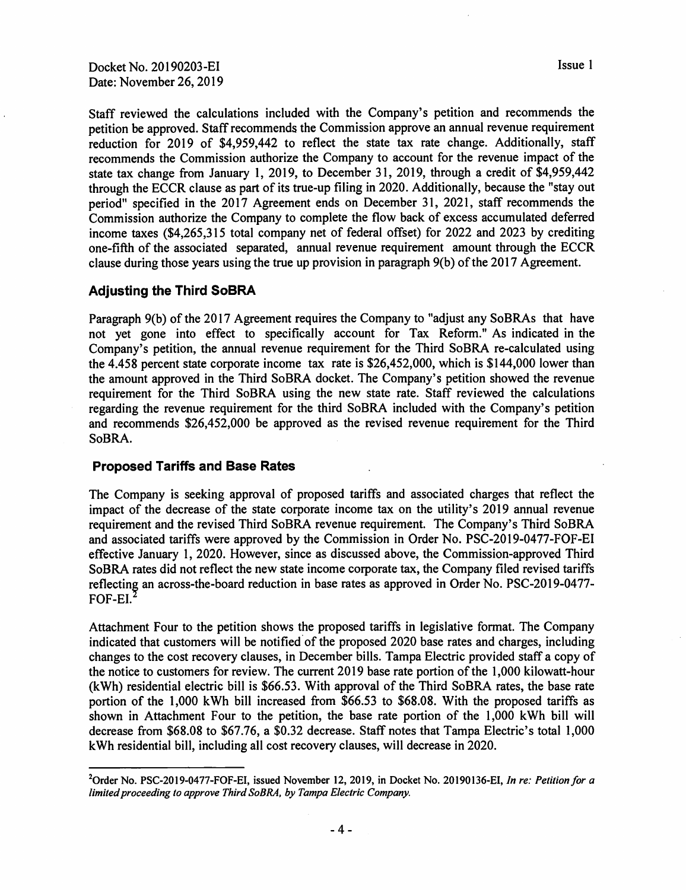Staff reviewed the calculations included with the Company's petition and recommends the petition be approved. Staff recommends the Commission approve an annual revenue requirement reduction for 2019 of $4,959,442 to reflect the state tax rate change. Additionally, staff recommends the Commission authorize the Company to account for the revenue impact of the state tax change from January 1, 2019, to December 31, 2019, through a credit of $4,959,442 through the ECCR clause as part of its true-up filing in 2020. Additionally, because the "stay out period" specified in the 2017 Agreement ends on December 31, 2021, staff recommends the Commission authorize the Company to complete the flow back of excess accumulated deferred income taxes ($4,265,315 total company net of federal offset) for 2022 and 2023 by crediting one-fifth of the associated separated, annual revenue requirement amount through the ECCR clause during those years using the true up provision in paragraph 9(b) of the 2017 Agreement.

## Adjusting the Third SoBRA

Paragraph 9(b) of the 2017 Agreement requires the Company to "adjust any SoBRAs that have not yet gone into effect to specifically account for Tax Reform." As indicated in the Company's petition, the annual revenue requirement for the Third SoBRA re-calculated using the 4.458 percent state corporate income tax rate is $26,452,000, which is $144,000 lower than the amount approved in the Third SoBRA docket. The Company's petition showed the revenue requirement for the Third SoBRA using the new state rate. Staff reviewed the calculations regarding the revenue requirement for the third SoBRA included with the Company's petition and recommends $26,452,000 be approved as the revised revenue requirement for the Third SoBRA.

## Proposed Tariffs and Base Rates

The Company is seeking approval of proposed tariffs and associated charges that reflect the impact of the decrease of the state corporate income tax on the utility's 2019 annual revenue requirement and the revised Third SoBRA revenue requirement. The Company's Third SoBRA and associated tariffs were approved by the Commission in Order No. PSC-2019-0477-FOF-EI effective January 1, 2020. However, since as discussed above, the Commission-approved Third SoBRA rates did not reflect the new state income corporate tax, the Company filed revised tariffs reflecting an across-the-board reduction in base rates as approved in Order No. PSC-2019-0477-FOF-EI.[2]

Attachment Four to the petition shows the proposed tariffs in legislative format. The Company indicated that customers will be notified of the proposed 2020 base rates and charges, including changes to the cost recovery clauses, in December bills. Tampa Electric provided staff a copy of the notice to customers for review. The current 2019 base rate portion of the 1,000 kilowatt-hour (kWh) residential electric bill is $66.53. With approval of the Third SoBRA rates, the base rate portion of the 1,000 kWh bill increased from $66.53 to $68.08. With the proposed tariffs as shown in Attachment Four to the petition, the base rate portion of the 1,000 kWh bill will decrease from $68.08 to $67.76, a $0.32 decrease. Staff notes that Tampa Electric's total 1,000 kWh residential bill, including all cost recovery clauses, will decrease in 2020.

---

[2] Order No. PSC-2019-0477-FOF-EI, issued November 12, 2019, in Docket No. 20190136-EI, *In re: Petition for a limited proceeding to approve Third SoBRA, by Tampa Electric Company.*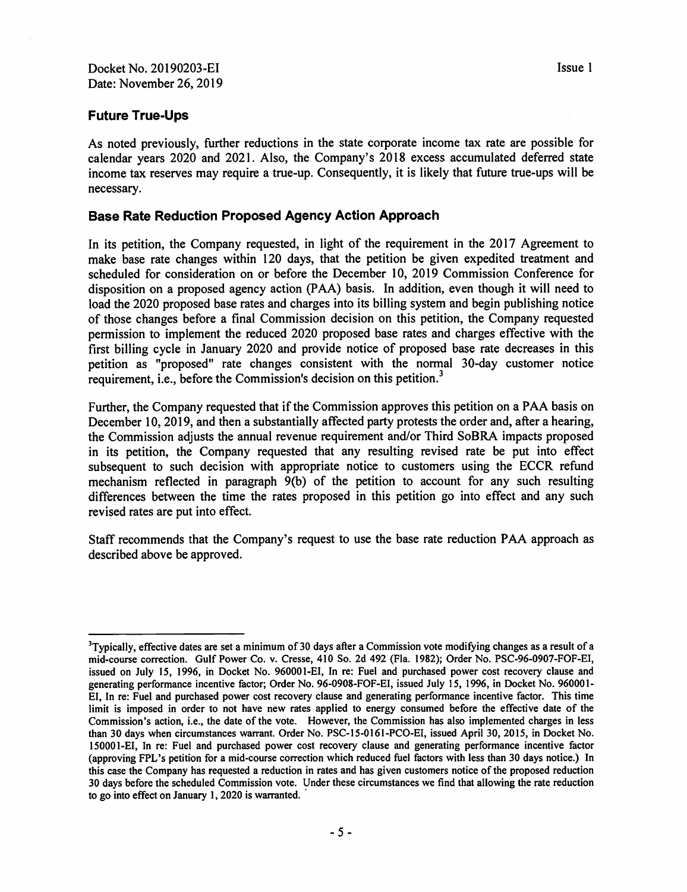## Future True-Ups

As noted previously, further reductions in the state corporate income tax rate are possible for calendar years 2020 and 2021. Also, the Company's 2018 excess accumulated deferred state income tax reserves may require a true-up. Consequently, it is likely that future true-ups will be necessary.

## Base Rate Reduction Proposed Agency Action Approach

In its petition, the Company requested, in light of the requirement in the 2017 Agreement to make base rate changes within 120 days, that the petition be given expedited treatment and scheduled for consideration on or before the December 10, 2019 Commission Conference for disposition on a proposed agency action (PAA) basis. In addition, even though it will need to load the 2020 proposed base rates and charges into its billing system and begin publishing notice of those changes before a final Commission decision on this petition, the Company requested permission to implement the reduced 2020 proposed base rates and charges effective with the first billing cycle in January 2020 and provide notice of proposed base rate decreases in this petition as "proposed" rate changes consistent with the normal 30-day customer notice requirement, i.e., before the Commission's decision on this petition.[3]

Further, the Company requested that if the Commission approves this petition on a PAA basis on December 10, 2019, and then a substantially affected party protests the order and, after a hearing, the Commission adjusts the annual revenue requirement and/or Third SoBRA impacts proposed in its petition, the Company requested that any resulting revised rate be put into effect subsequent to such decision with appropriate notice to customers using the ECCR refund mechanism reflected in paragraph 9(b) of the petition to account for any such resulting differences between the time the rates proposed in this petition go into effect and any such revised rates are put into effect.

Staff recommends that the Company's request to use the base rate reduction PAA approach as described above be approved.

---

[3] Typically, effective dates are set a minimum of 30 days after a Commission vote modifying changes as a result of a mid-course correction. Gulf Power Co. v. Cresse, 410 So. 2d 492 (Fla. 1982); Order No. PSC-96-0907-FOF-EI, issued on July 15, 1996, in Docket No. 960001-EI, In re: Fuel and purchased power cost recovery clause and generating performance incentive factor; Order No. 96-0908-FOF-EI, issued July 15, 1996, in Docket No. 960001-EI, In re: Fuel and purchased power cost recovery clause and generating performance incentive factor. This time limit is imposed in order to not have new rates applied to energy consumed before the effective date of the Commission's action, i.e., the date of the vote. However, the Commission has also implemented charges in less than 30 days when circumstances warrant. Order No. PSC-15-0161-PCO-EI, issued April 30, 2015, in Docket No. 150001-EI, In re: Fuel and purchased power cost recovery clause and generating performance incentive factor (approving FPL's petition for a mid-course correction which reduced fuel factors with less than 30 days notice.) In this case the Company has requested a reduction in rates and has given customers notice of the proposed reduction 30 days before the scheduled Commission vote. Under these circumstances we find that allowing the rate reduction to go into effect on January 1, 2020 is warranted.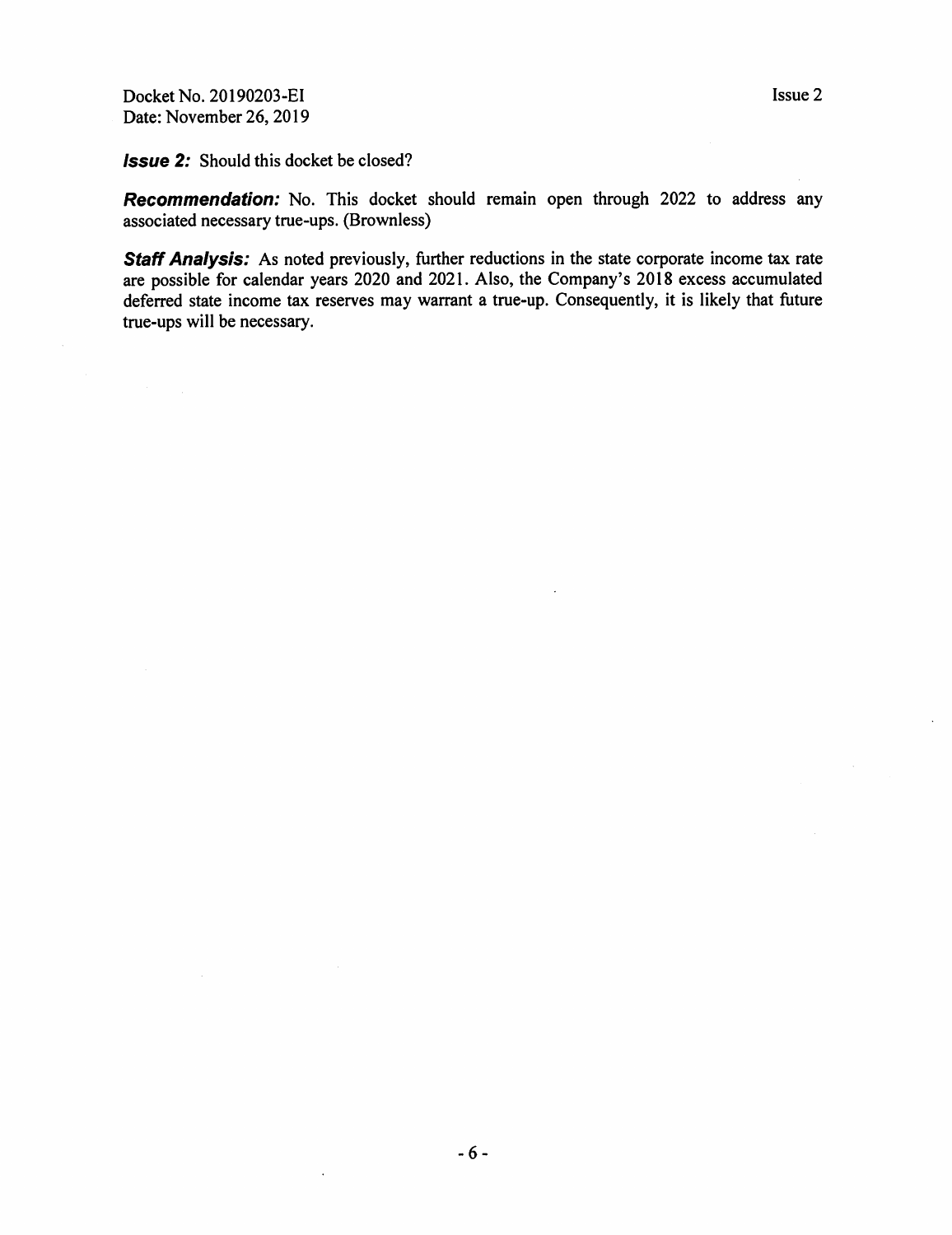***Issue 2:*** Should this docket be closed?

***Recommendation:*** No. This docket should remain open through 2022 to address any associated necessary true-ups. (Brownless)

***Staff Analysis:*** As noted previously, further reductions in the state corporate income tax rate are possible for calendar years 2020 and 2021. Also, the Company's 2018 excess accumulated deferred state income tax reserves may warrant a true-up. Consequently, it is likely that future true-ups will be necessary.